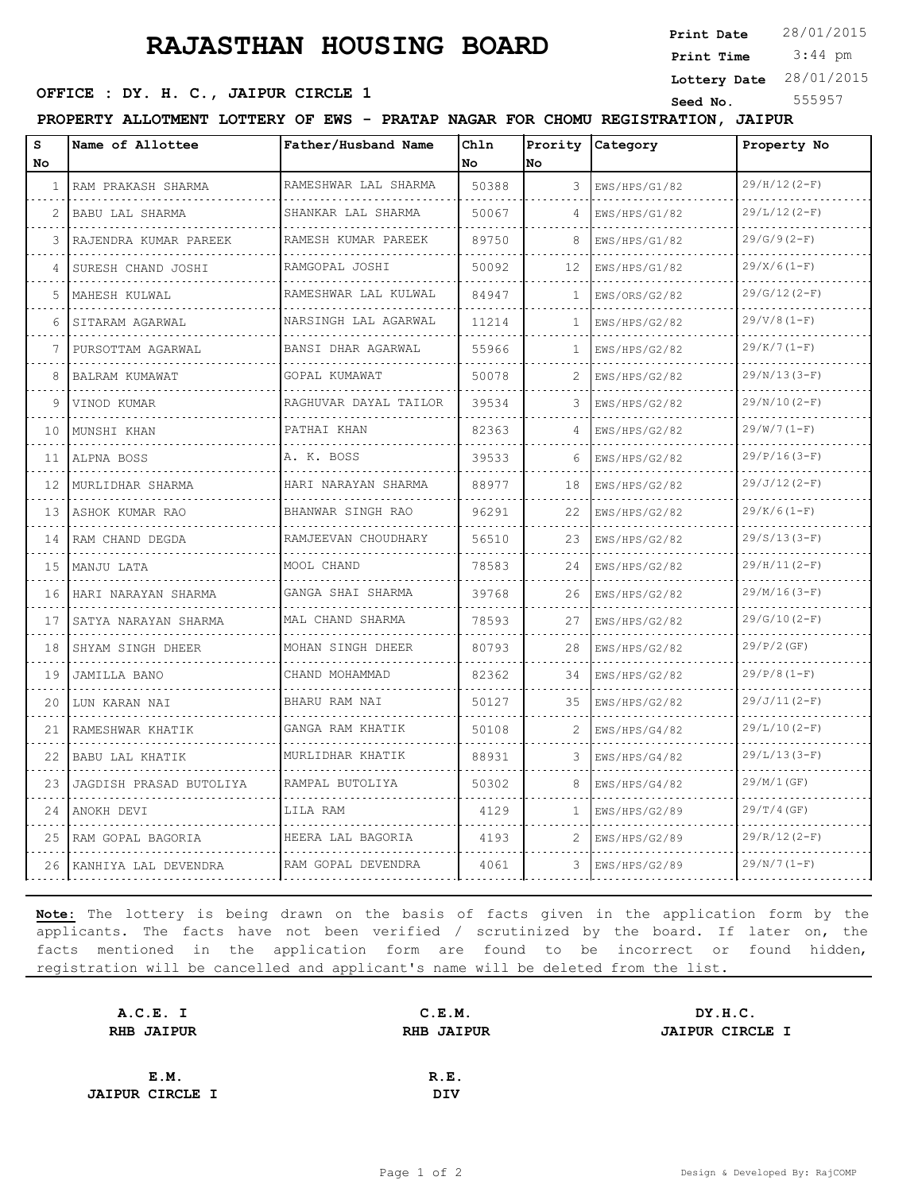# RAJASTHAN HOUSING BOARD

**Print Date** 28/01/2015
**Print Time** 3:44 pm
**Lottery Date** 28/01/2015
**Seed No.** 555957

**OFFICE : DY. H. C., JAIPUR CIRCLE 1**

**PROPERTY ALLOTMENT LOTTERY OF EWS - PRATAP NAGAR FOR CHOMU REGISTRATION, JAIPUR**

| S No | Name of Allottee | Father/Husband Name | Chln No | Prority No | Category | Property No |
|---|---|---|---|---|---|---|
| 1 | RAM PRAKASH SHARMA | RAMESHWAR LAL SHARMA | 50388 | 3 | EWS/HPS/G1/82 | 29/H/12(2-F) |
| 2 | BABU LAL SHARMA | SHANKAR LAL SHARMA | 50067 | 4 | EWS/HPS/G1/82 | 29/L/12(2-F) |
| 3 | RAJENDRA KUMAR PAREEK | RAMESH KUMAR PAREEK | 89750 | 8 | EWS/HPS/G1/82 | 29/G/9(2-F) |
| 4 | SURESH CHAND JOSHI | RAMGOPAL JOSHI | 50092 | 12 | EWS/HPS/G1/82 | 29/X/6(1-F) |
| 5 | MAHESH KULWAL | RAMESHWAR LAL KULWAL | 84947 | 1 | EWS/ORS/G2/82 | 29/G/12(2-F) |
| 6 | SITARAM AGARWAL | NARSINGH LAL AGARWAL | 11214 | 1 | EWS/HPS/G2/82 | 29/V/8(1-F) |
| 7 | PURSOTTAM AGARWAL | BANSI DHAR AGARWAL | 55966 | 1 | EWS/HPS/G2/82 | 29/K/7(1-F) |
| 8 | BALRAM KUMAWAT | GOPAL KUMAWAT | 50078 | 2 | EWS/HPS/G2/82 | 29/N/13(3-F) |
| 9 | VINOD KUMAR | RAGHUVAR DAYAL TAILOR | 39534 | 3 | EWS/HPS/G2/82 | 29/N/10(2-F) |
| 10 | MUNSHI KHAN | PATHAI KHAN | 82363 | 4 | EWS/HPS/G2/82 | 29/W/7(1-F) |
| 11 | ALPNA BOSS | A. K. BOSS | 39533 | 6 | EWS/HPS/G2/82 | 29/P/16(3-F) |
| 12 | MURLIDHAR SHARMA | HARI NARAYAN SHARMA | 88977 | 18 | EWS/HPS/G2/82 | 29/J/12(2-F) |
| 13 | ASHOK KUMAR RAO | BHANWAR SINGH RAO | 96291 | 22 | EWS/HPS/G2/82 | 29/K/6(1-F) |
| 14 | RAM CHAND DEGDA | RAMJEEVAN CHOUDHARY | 56510 | 23 | EWS/HPS/G2/82 | 29/S/13(3-F) |
| 15 | MANJU LATA | MOOL CHAND | 78583 | 24 | EWS/HPS/G2/82 | 29/H/11(2-F) |
| 16 | HARI NARAYAN SHARMA | GANGA SHAI SHARMA | 39768 | 26 | EWS/HPS/G2/82 | 29/M/16(3-F) |
| 17 | SATYA NARAYAN SHARMA | MAL CHAND SHARMA | 78593 | 27 | EWS/HPS/G2/82 | 29/G/10(2-F) |
| 18 | SHYAM SINGH DHEER | MOHAN SINGH DHEER | 80793 | 28 | EWS/HPS/G2/82 | 29/P/2(GF) |
| 19 | JAMILLA BANO | CHAND MOHAMMAD | 82362 | 34 | EWS/HPS/G2/82 | 29/P/8(1-F) |
| 20 | LUN KARAN NAI | BHARU RAM NAI | 50127 | 35 | EWS/HPS/G2/82 | 29/J/11(2-F) |
| 21 | RAMESHWAR KHATIK | GANGA RAM KHATIK | 50108 | 2 | EWS/HPS/G4/82 | 29/L/10(2-F) |
| 22 | BABU LAL KHATIK | MURLIDHAR KHATIK | 88931 | 3 | EWS/HPS/G4/82 | 29/L/13(3-F) |
| 23 | JAGDISH PRASAD BUTOLIYA | RAMPAL BUTOLIYA | 50302 | 8 | EWS/HPS/G4/82 | 29/M/1(GF) |
| 24 | ANOKH DEVI | LILA RAM | 4129 | 1 | EWS/HPS/G2/89 | 29/T/4(GF) |
| 25 | RAM GOPAL BAGORIA | HEERA LAL BAGORIA | 4193 | 2 | EWS/HPS/G2/89 | 29/R/12(2-F) |
| 26 | KANHIYA LAL DEVENDRA | RAM GOPAL DEVENDRA | 4061 | 3 | EWS/HPS/G2/89 | 29/N/7(1-F) |

**Note:** The lottery is being drawn on the basis of facts given in the application form by the applicants. The facts have not been verified / scrutinized by the board. If later on, the facts mentioned in the application form are found to be incorrect or found hidden, registration will be cancelled and applicant's name will be deleted from the list.

**A.C.E. I**
**RHB JAIPUR**

**C.E.M.**
**RHB JAIPUR**

**DY.H.C.**
**JAIPUR CIRCLE I**

**E.M.**
**JAIPUR CIRCLE I**

**R.E.**
**DIV**

Design & Developed By: RajCOMP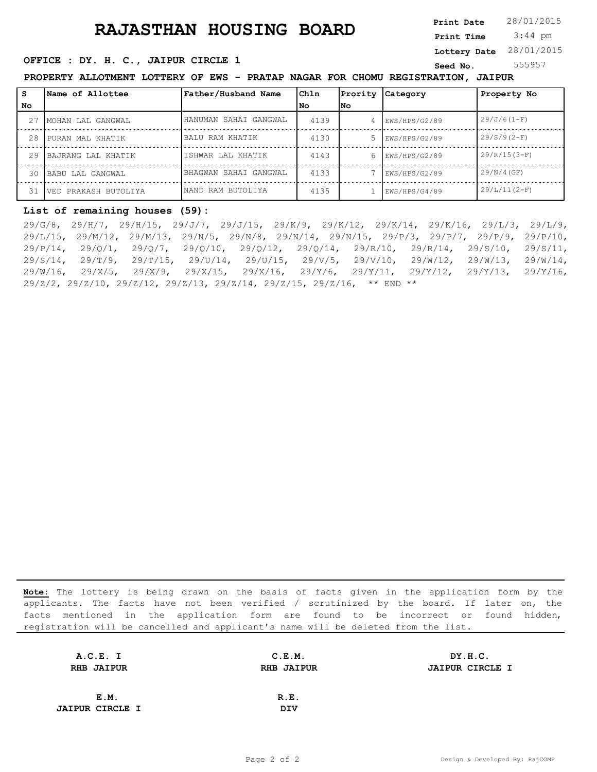# RAJASTHAN HOUSING BOARD

**Print Date** 28/01/2015
**Print Time** 3:44 pm
**Lottery Date** 28/01/2015
**Seed No.** 555957

**OFFICE : DY. H. C., JAIPUR CIRCLE 1**

**PROPERTY ALLOTMENT LOTTERY OF EWS - PRATAP NAGAR FOR CHOMU REGISTRATION, JAIPUR**

| S No | Name of Allottee | Father/Husband Name | Chln No | Prority No | Category | Property No |
|---|---|---|---|---|---|---|
| 27 | MOHAN LAL GANGWAL | HANUMAN SAHAI GANGWAL | 4139 | 4 | EWS/HPS/G2/89 | 29/J/6(1-F) |
| 28 | PURAN MAL KHATIK | BALU RAM KHATIK | 4130 | 5 | EWS/HPS/G2/89 | 29/S/9(2-F) |
| 29 | BAJRANG LAL KHATIK | ISHWAR LAL KHATIK | 4143 | 6 | EWS/HPS/G2/89 | 29/R/15(3-F) |
| 30 | BABU LAL GANGWAL | BHAGWAN SAHAI GANGWAL | 4133 | 7 | EWS/HPS/G2/89 | 29/N/4(GF) |
| 31 | VED PRAKASH BUTOLIYA | NAND RAM BUTOLIYA | 4135 | 1 | EWS/HPS/G4/89 | 29/L/11(2-F) |

**List of remaining houses (59):**

29/G/8, 29/H/7, 29/H/15, 29/J/7, 29/J/15, 29/K/9, 29/K/12, 29/K/14, 29/K/16, 29/L/3, 29/L/9, 29/L/15, 29/M/12, 29/M/13, 29/N/5, 29/N/8, 29/N/14, 29/N/15, 29/P/3, 29/P/7, 29/P/9, 29/P/10, 29/P/14, 29/Q/1, 29/Q/7, 29/Q/10, 29/Q/12, 29/Q/14, 29/R/10, 29/R/14, 29/S/10, 29/S/11, 29/S/14, 29/T/9, 29/T/15, 29/U/14, 29/U/15, 29/V/5, 29/V/10, 29/W/12, 29/W/13, 29/W/14, 29/W/16, 29/X/5, 29/X/9, 29/X/15, 29/X/16, 29/Y/6, 29/Y/11, 29/Y/12, 29/Y/13, 29/Y/16, 29/Z/2, 29/Z/10, 29/Z/12, 29/Z/13, 29/Z/14, 29/Z/15, 29/Z/16, ** END **

**Note:** The lottery is being drawn on the basis of facts given in the application form by the applicants. The facts have not been verified / scrutinized by the board. If later on, the facts mentioned in the application form are found to be incorrect or found hidden, registration will be cancelled and applicant's name will be deleted from the list.

**A.C.E. I**
**RHB JAIPUR**

**C.E.M.**
**RHB JAIPUR**

**DY.H.C.**
**JAIPUR CIRCLE I**

**E.M.**
**JAIPUR CIRCLE I**

**R.E.**
**DIV**

Design & Developed By: RajCOMP